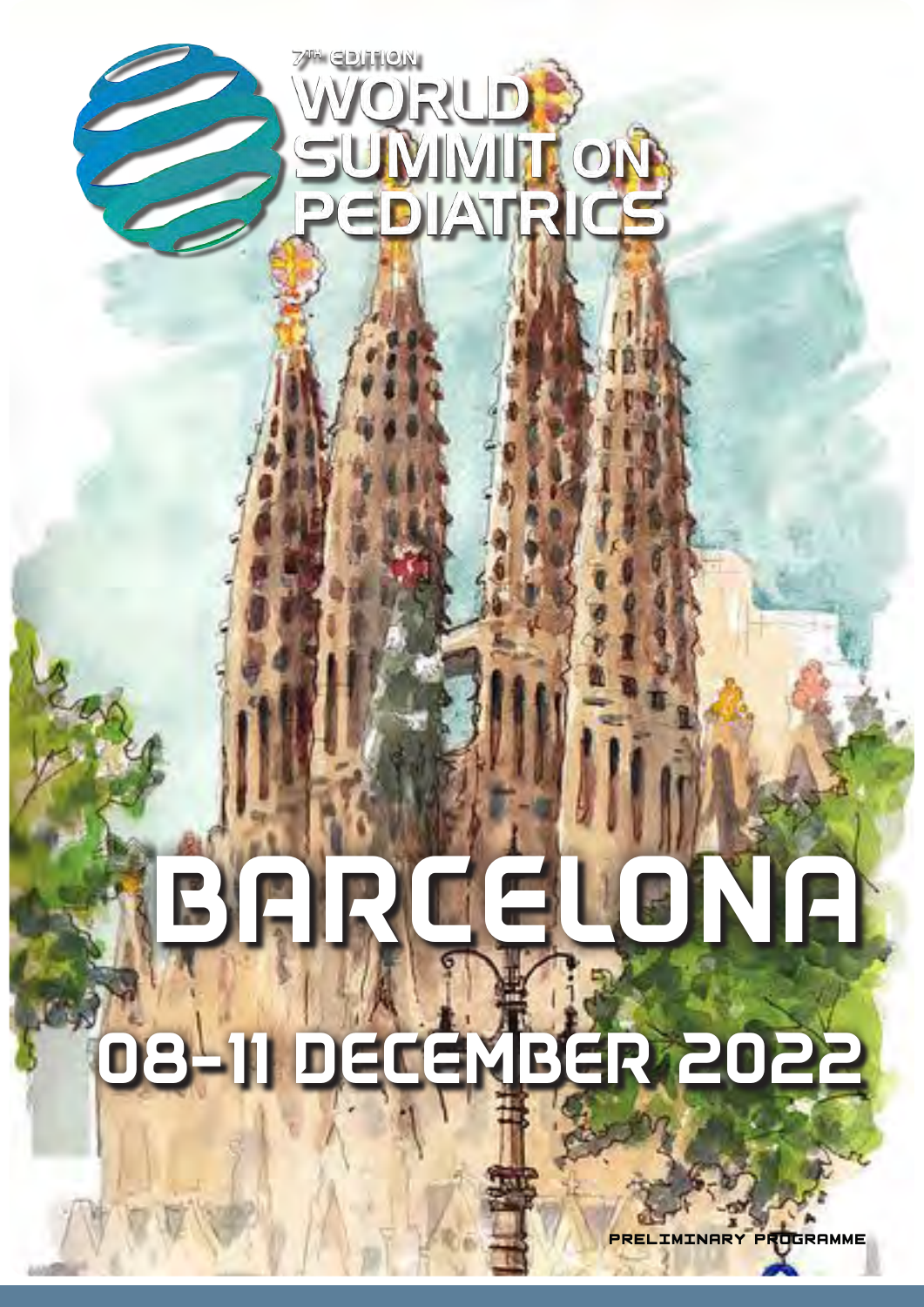7TH EDITION

# WORLD SUMMIT ON PEDIATRICS

# BARCELONA

## 08-11 DECEMBER 2022

PRELIMINARY PROGRAMME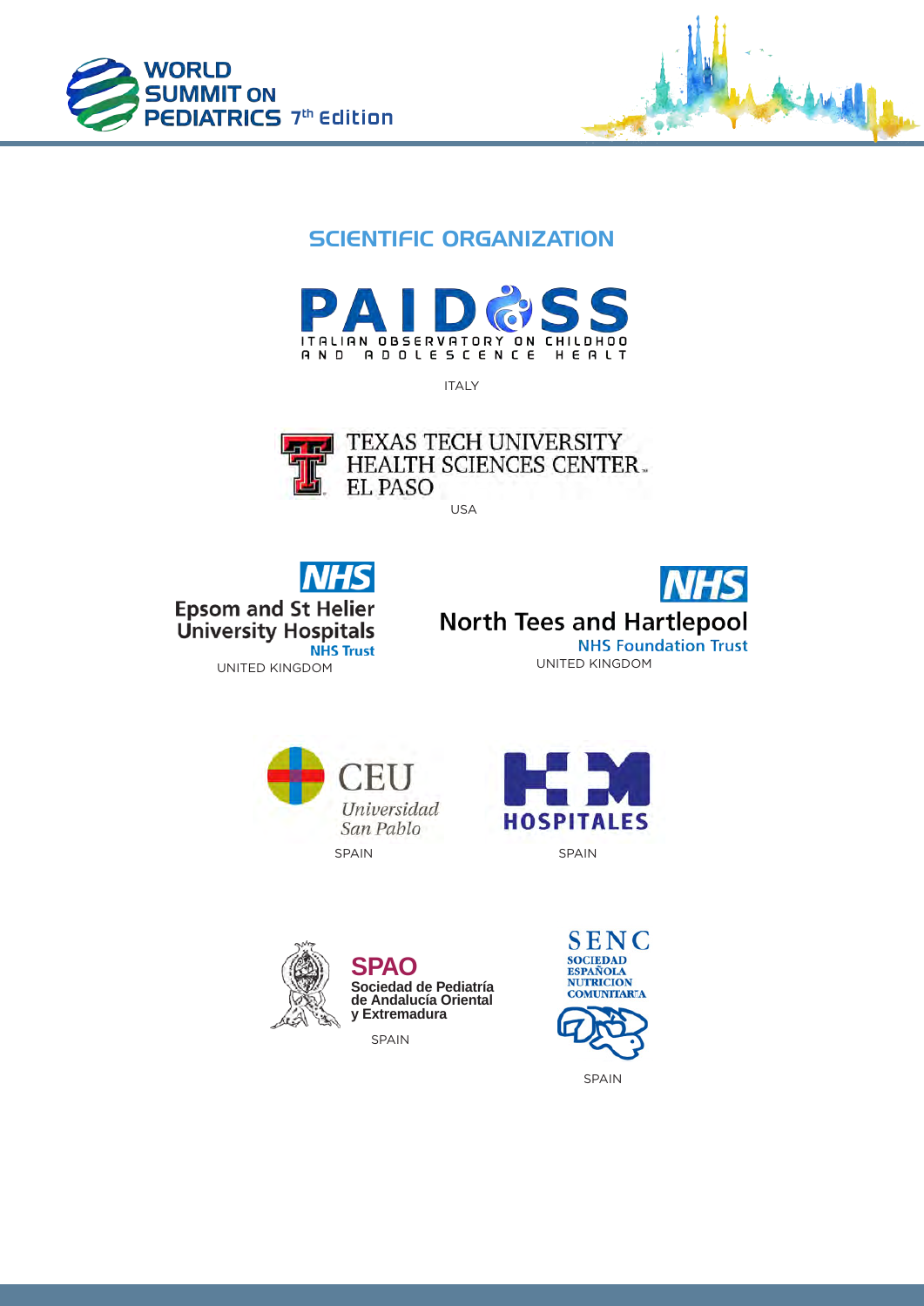## SCIENTIFIC ORGANIZATION

PAIDOSS
ITALIAN OBSERVATORY ON CHILDHOOD AND ADOLESCENCE HEALT

ITALY

TEXAS TECH UNIVERSITY HEALTH SCIENCES CENTER. EL PASO

USA

NHS
Epsom and St Helier University Hospitals
NHS Trust

UNITED KINGDOM

NHS
North Tees and Hartlepool
NHS Foundation Trust

UNITED KINGDOM

CEU
*Universidad San Pablo*

SPAIN

HM HOSPITALES

SPAIN

**SPAO**
**Sociedad de Pediatría de Andalucía Oriental y Extremadura**

SPAIN

SENC
SOCIEDAD ESPAÑOLA NUTRICION COMUNITARIA

SPAIN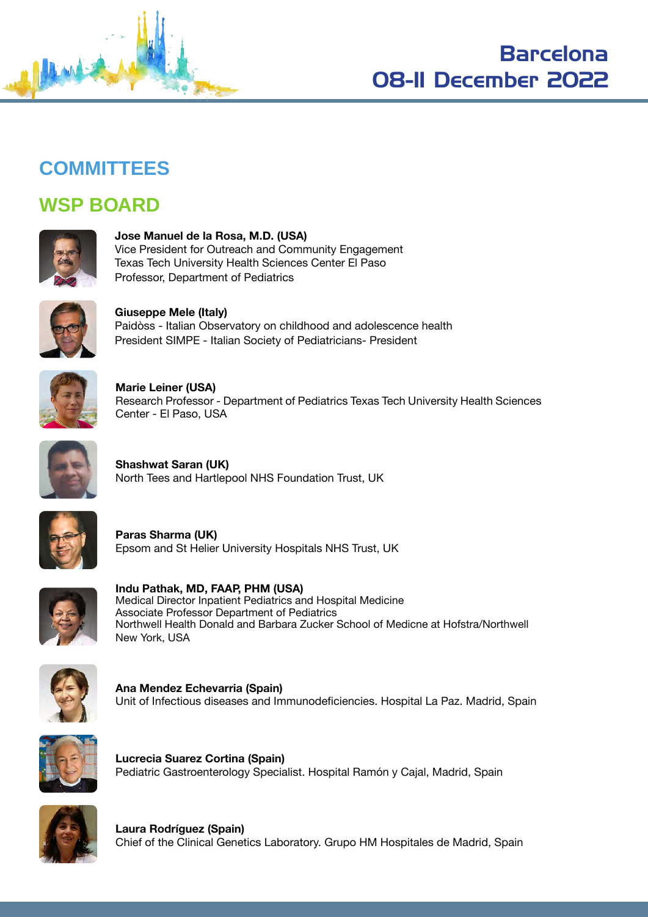# COMMITTEES

## WSP BOARD

**Jose Manuel de la Rosa, M.D. (USA)**
Vice President for Outreach and Community Engagement
Texas Tech University Health Sciences Center El Paso
Professor, Department of Pediatrics

**Giuseppe Mele (Italy)**
Paidòss - Italian Observatory on childhood and adolescence health
President SIMPE - Italian Society of Pediatricians- President

**Marie Leiner (USA)**
Research Professor - Department of Pediatrics Texas Tech University Health Sciences Center - El Paso, USA

**Shashwat Saran (UK)**
North Tees and Hartlepool NHS Foundation Trust, UK

**Paras Sharma (UK)**
Epsom and St Helier University Hospitals NHS Trust, UK

**Indu Pathak, MD, FAAP, PHM (USA)**
Medical Director Inpatient Pediatrics and Hospital Medicine
Associate Professor Department of Pediatrics
Northwell Health Donald and Barbara Zucker School of Medcne at Hofstra/Northwell
New York, USA

**Ana Mendez Echevarria (Spain)**
Unit of Infectious diseases and Immunodeficiencies. Hospital La Paz. Madrid, Spain

**Lucrecia Suarez Cortina (Spain)**
Pediatric Gastroenterology Specialist. Hospital Ramón y Cajal, Madrid, Spain

**Laura Rodríguez (Spain)**
Chief of the Clinical Genetics Laboratory. Grupo HM Hospitales de Madrid, Spain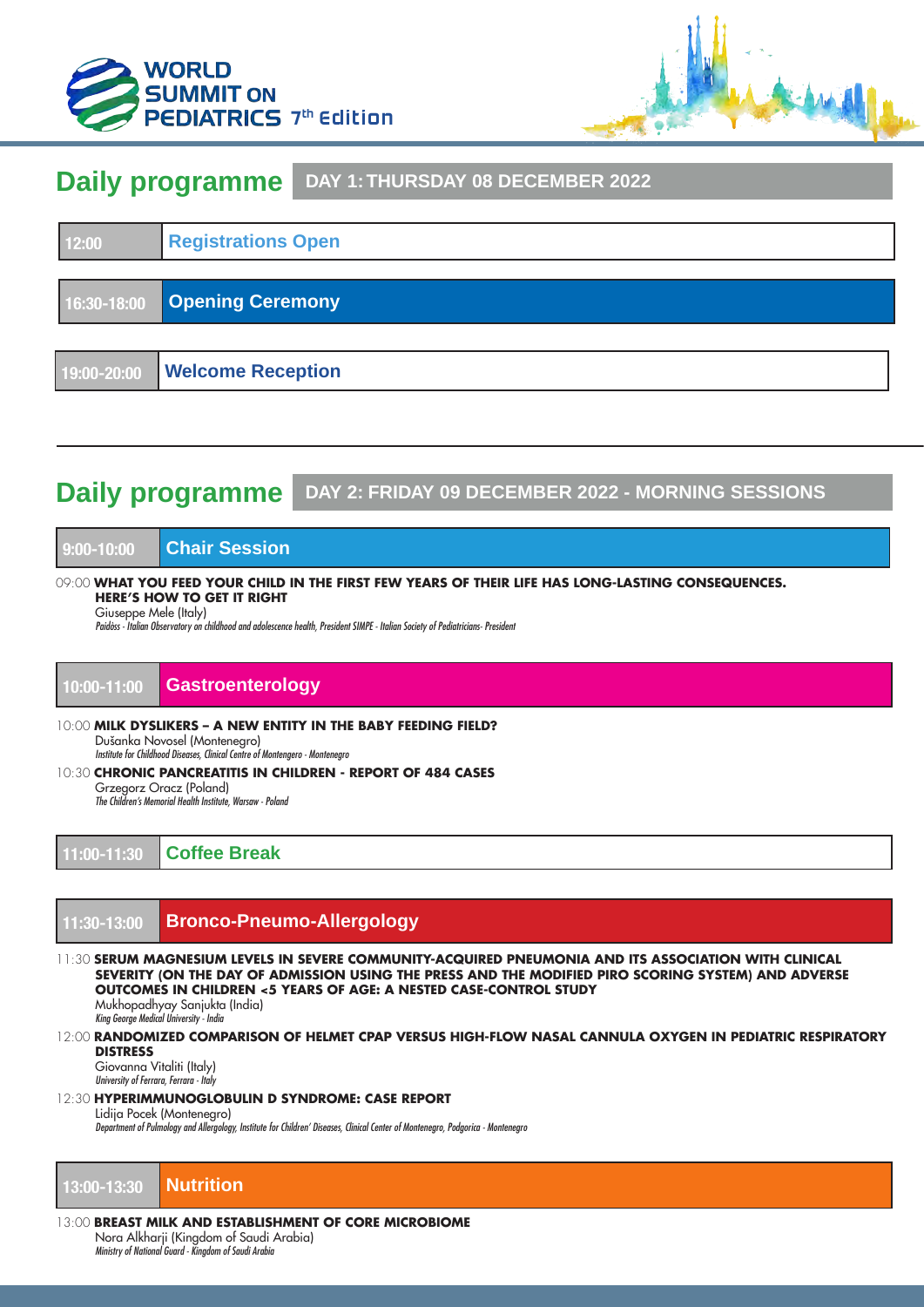# Daily programme — DAY 1: THURSDAY 08 DECEMBER 2022

**12:00** — **Registrations Open**

**16:30-18:00** — **Opening Ceremony**

**19:00-20:00** — **Welcome Reception**

---

# Daily programme — DAY 2: FRIDAY 09 DECEMBER 2022 - MORNING SESSIONS

## 9:00-10:00 Chair Session

09:00 **WHAT YOU FEED YOUR CHILD IN THE FIRST FEW YEARS OF THEIR LIFE HAS LONG-LASTING CONSEQUENCES. HERE'S HOW TO GET IT RIGHT**
Giuseppe Mele (Italy)
*Paidòss - Italian Observatory on childhood and adolescence health, President SIMPE - Italian Society of Pediatricians- President*

## 10:00-11:00 Gastroenterology

10:00 **MILK DYSLIKERS – A NEW ENTITY IN THE BABY FEEDING FIELD?**
Dušanka Novosel (Montenegro)
*Institute for Childhood Diseases, Clinical Centre of Montengero - Montenegro*

10:30 **CHRONIC PANCREATITIS IN CHILDREN - REPORT OF 484 CASES**
Grzegorz Oracz (Poland)
*The Children's Memorial Health Institute, Warsaw - Poland*

## 11:00-11:30 Coffee Break

## 11:30-13:00 Bronco-Pneumo-Allergology

11:30 **SERUM MAGNESIUM LEVELS IN SEVERE COMMUNITY-ACQUIRED PNEUMONIA AND ITS ASSOCIATION WITH CLINICAL SEVERITY (ON THE DAY OF ADMISSION USING THE PRESS AND THE MODIFIED PIRO SCORING SYSTEM) AND ADVERSE OUTCOMES IN CHILDREN <5 YEARS OF AGE: A NESTED CASE-CONTROL STUDY**
Mukhopadhyay Sanjukta (India)
*King George Medical University - India*

12:00 **RANDOMIZED COMPARISON OF HELMET CPAP VERSUS HIGH-FLOW NASAL CANNULA OXYGEN IN PEDIATRIC RESPIRATORY DISTRESS**
Giovanna Vitaliti (Italy)
*University of Ferrara, Ferrara - Italy*

12:30 **HYPERIMMUNOGLOBULIN D SYNDROME: CASE REPORT**
Lidija Pocek (Montenegro)
*Department of Pulmology and Allergology, Institute for Children' Diseases, Clinical Center of Montenegro, Podgorica - Montenegro*

## 13:00-13:30 Nutrition

13:00 **BREAST MILK AND ESTABLISHMENT OF CORE MICROBIOME**
Nora Alkharji (Kingdom of Saudi Arabia)
*Ministry of National Guard - Kingdom of Saudi Arabia*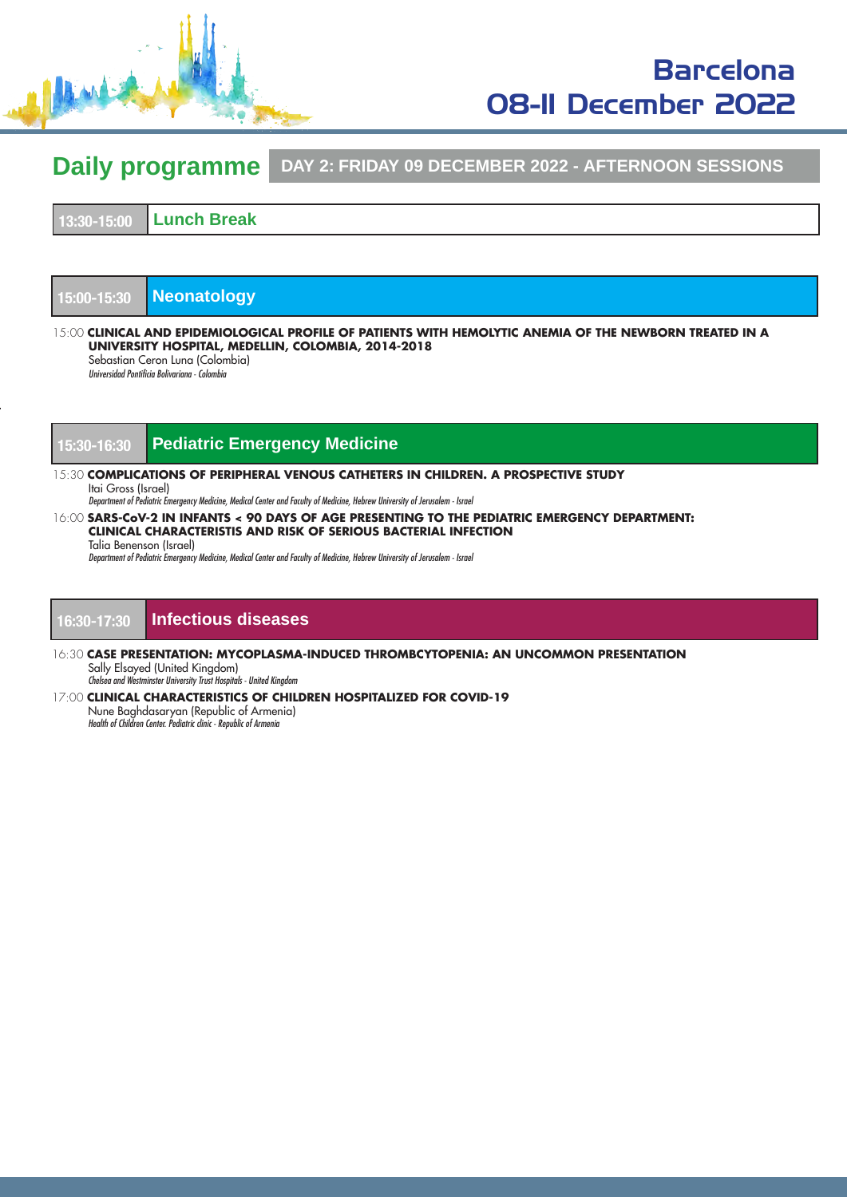## Daily programme

**DAY 2: FRIDAY 09 DECEMBER 2022 - AFTERNOON SESSIONS**

### 13:30-15:00 Lunch Break

### 15:00-15:30 Neonatology

15:00 **CLINICAL AND EPIDEMIOLOGICAL PROFILE OF PATIENTS WITH HEMOLYTIC ANEMIA OF THE NEWBORN TREATED IN A UNIVERSITY HOSPITAL, MEDELLIN, COLOMBIA, 2014-2018**
Sebastian Ceron Luna (Colombia)
*Universidad Pontificia Bolivariana - Colombia*

### 15:30-16:30 Pediatric Emergency Medicine

15:30 **COMPLICATIONS OF PERIPHERAL VENOUS CATHETERS IN CHILDREN. A PROSPECTIVE STUDY**
Itai Gross (Israel)
*Department of Pediatric Emergency Medicine, Medical Center and Faculty of Medicine, Hebrew University of Jerusalem - Israel*

16:00 **SARS-CoV-2 IN INFANTS < 90 DAYS OF AGE PRESENTING TO THE PEDIATRIC EMERGENCY DEPARTMENT: CLINICAL CHARACTERISTIS AND RISK OF SERIOUS BACTERIAL INFECTION**
Talia Benenson (Israel)
*Department of Pediatric Emergency Medicine, Medical Center and Faculty of Medicine, Hebrew University of Jerusalem - Israel*

### 16:30-17:30 Infectious diseases

16:30 **CASE PRESENTATION: MYCOPLASMA-INDUCED THROMBCYTOPENIA: AN UNCOMMON PRESENTATION**
Sally Elsayed (United Kingdom)
*Chelsea and Westminster University Trust Hospitals - United Kingdom*

17:00 **CLINICAL CHARACTERISTICS OF CHILDREN HOSPITALIZED FOR COVID-19**
Nune Baghdasaryan (Republic of Armenia)
*Health of Children Center. Pediatric clinic - Republic of Armenia*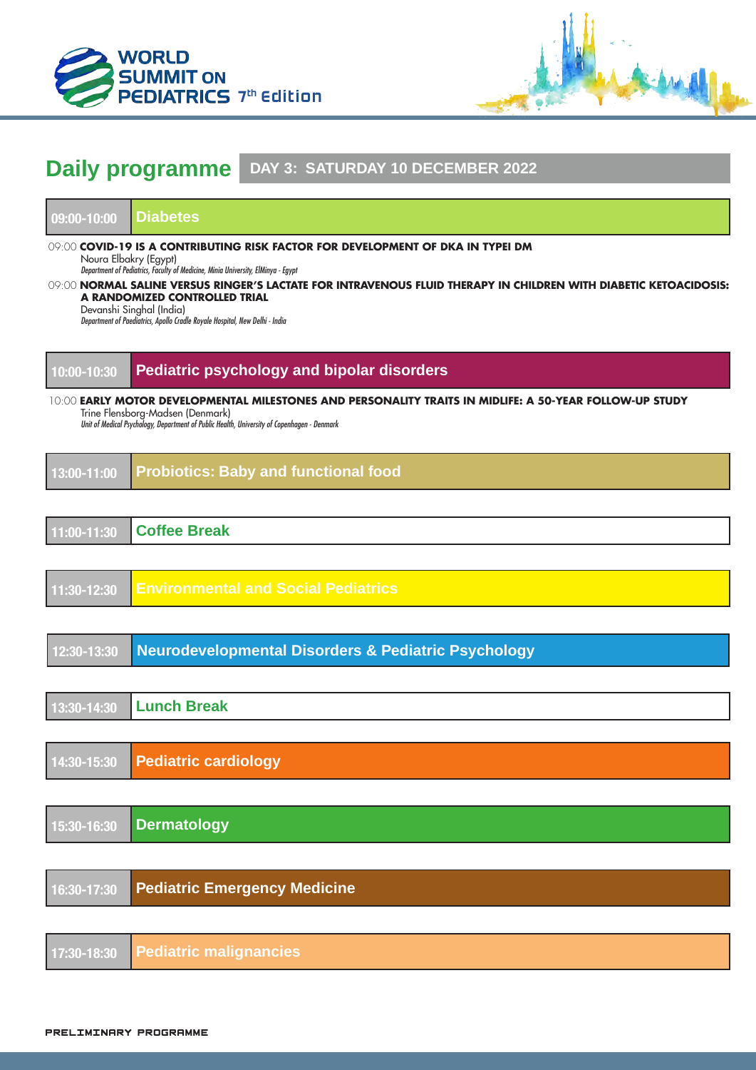WORLD SUMMIT ON PEDIATRICS 7th Edition

# Daily programme

## DAY 3: SATURDAY 10 DECEMBER 2022

### 09:00-10:00 Diabetes

09:00 **COVID-19 IS A CONTRIBUTING RISK FACTOR FOR DEVELOPMENT OF DKA IN TYPEI DM**
Noura Elbakry (Egypt)
*Department of Pediatrics, Faculty of Medicine, Minia University, ElMinya - Egypt*

09:00 **NORMAL SALINE VERSUS RINGER'S LACTATE FOR INTRAVENOUS FLUID THERAPY IN CHILDREN WITH DIABETIC KETOACIDOSIS: A RANDOMIZED CONTROLLED TRIAL**
Devanshi Singhal (India)
*Department of Paediatrics, Apollo Cradle Royale Hospital, New Delhi - India*

### 10:00-10:30 Pediatric psychology and bipolar disorders

10:00 **EARLY MOTOR DEVELOPMENTAL MILESTONES AND PERSONALITY TRAITS IN MIDLIFE: A 50-YEAR FOLLOW-UP STUDY**
Trine Flensborg-Madsen (Denmark)
*Unit of Medical Psychology, Department of Public Health, University of Copenhagen - Denmark*

### 13:00-11:00 Probiotics: Baby and functional food

### 11:00-11:30 Coffee Break

### 11:30-12:30 Environmental and Social Pediatrics

### 12:30-13:30 Neurodevelopmental Disorders & Pediatric Psychology

### 13:30-14:30 Lunch Break

### 14:30-15:30 Pediatric cardiology

### 15:30-16:30 Dermatology

### 16:30-17:30 Pediatric Emergency Medicine

### 17:30-18:30 Pediatric malignancies

PRELIMINARY PROGRAMME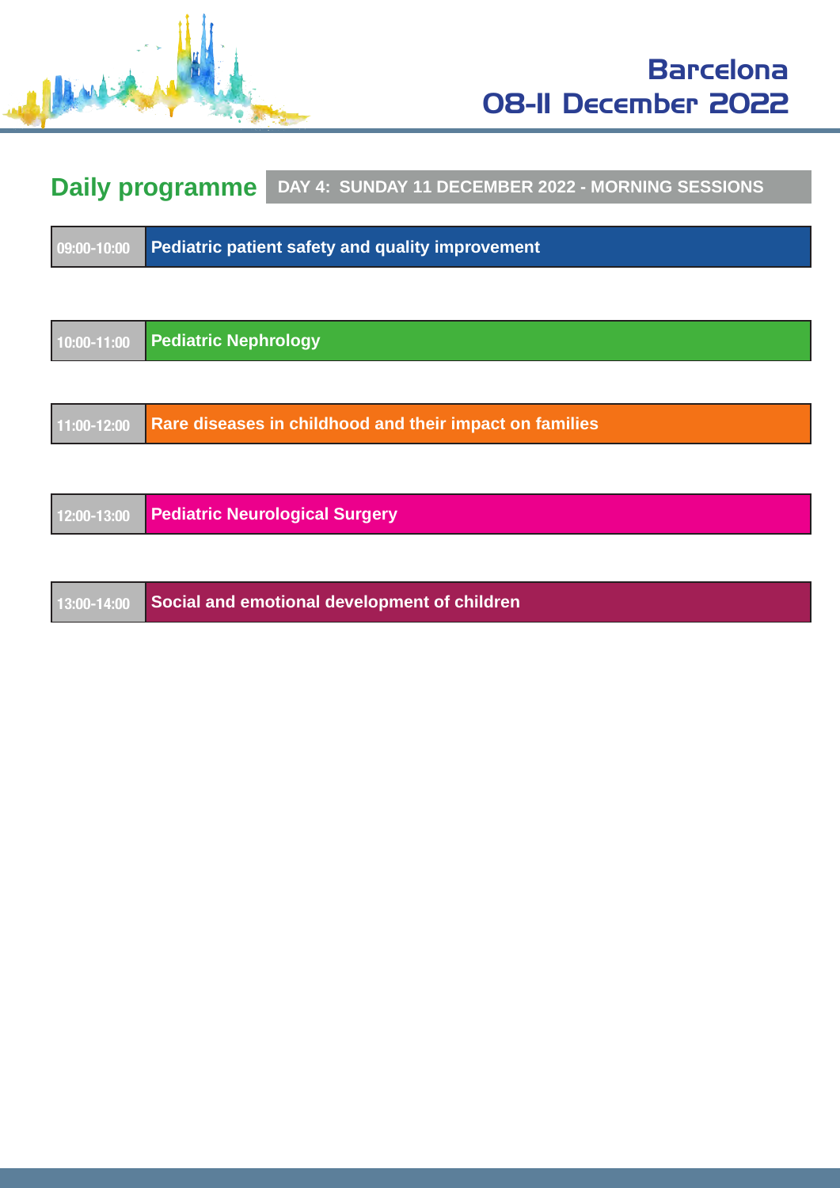Barcelona
08-11 December 2022

## Daily programme

**DAY 4: SUNDAY 11 DECEMBER 2022 - MORNING SESSIONS**

| Time | Session |
|---|---|
| 09:00-10:00 | **Pediatric patient safety and quality improvement** |
| 10:00-11:00 | **Pediatric Nephrology** |
| 11:00-12:00 | **Rare diseases in childhood and their impact on families** |
| 12:00-13:00 | **Pediatric Neurological Surgery** |
| 13:00-14:00 | **Social and emotional development of children** |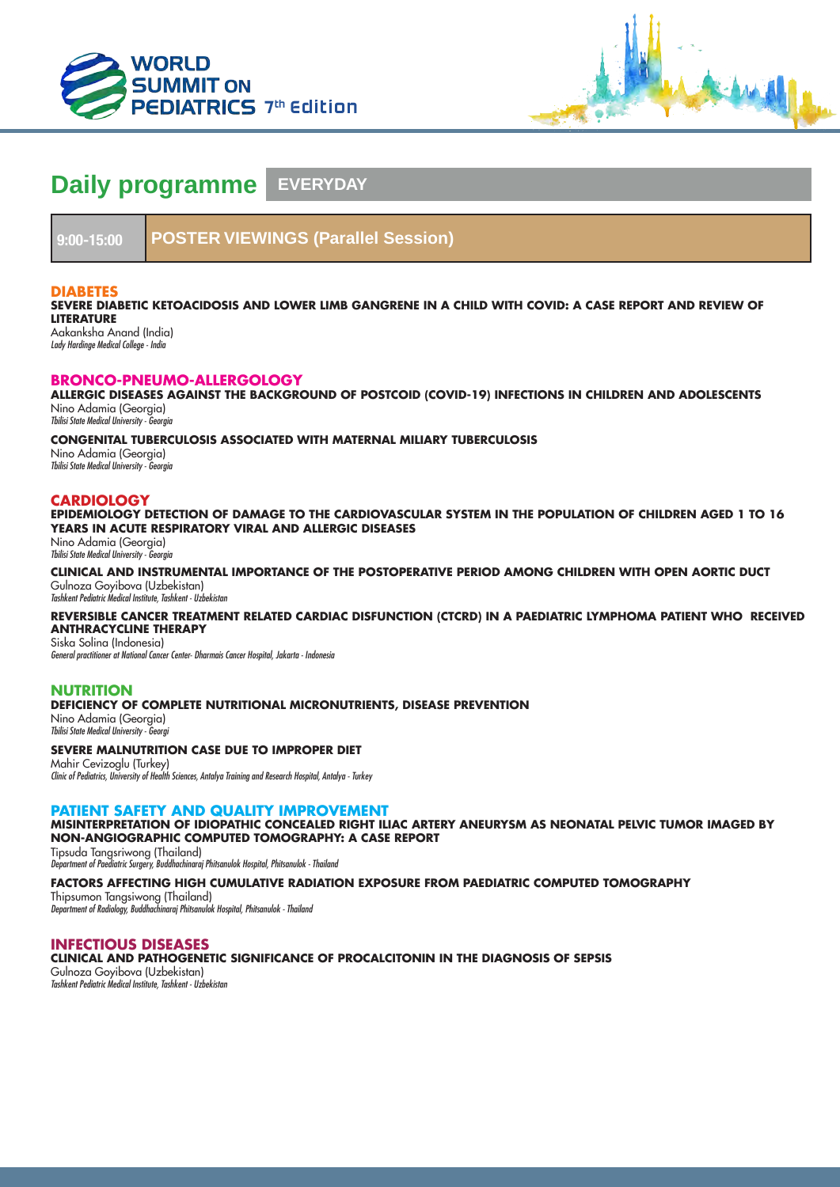# Daily programme EVERYDAY

## 9:00-15:00 POSTER VIEWINGS (Parallel Session)

### DIABETES

**SEVERE DIABETIC KETOACIDOSIS AND LOWER LIMB GANGRENE IN A CHILD WITH COVID: A CASE REPORT AND REVIEW OF LITERATURE**
Aakanksha Anand (India)
*Lady Hardinge Medical College - India*

### BRONCO-PNEUMO-ALLERGOLOGY

**ALLERGIC DISEASES AGAINST THE BACKGROUND OF POSTCOID (COVID-19) INFECTIONS IN CHILDREN AND ADOLESCENTS**
Nino Adamia (Georgia)
*Tbilisi State Medical University - Georgia*

**CONGENITAL TUBERCULOSIS ASSOCIATED WITH MATERNAL MILIARY TUBERCULOSIS**
Nino Adamia (Georgia)
*Tbilisi State Medical University - Georgia*

### CARDIOLOGY

**EPIDEMIOLOGY DETECTION OF DAMAGE TO THE CARDIOVASCULAR SYSTEM IN THE POPULATION OF CHILDREN AGED 1 TO 16 YEARS IN ACUTE RESPIRATORY VIRAL AND ALLERGIC DISEASES**
Nino Adamia (Georgia)
*Tbilisi State Medical University - Georgia*

**CLINICAL AND INSTRUMENTAL IMPORTANCE OF THE POSTOPERATIVE PERIOD AMONG CHILDREN WITH OPEN AORTIC DUCT**
Gulnoza Goyibova (Uzbekistan)
*Tashkent Pediatric Medical Institute, Tashkent - Uzbekistan*

**REVERSIBLE CANCER TREATMENT RELATED CARDIAC DISFUNCTION (CTCRD) IN A PAEDIATRIC LYMPHOMA PATIENT WHO RECEIVED ANTHRACYCLINE THERAPY**
Siska Solina (Indonesia)
*General practitioner at National Cancer Center- Dharmais Cancer Hospital, Jakarta - Indonesia*

### NUTRITION

**DEFICIENCY OF COMPLETE NUTRITIONAL MICRONUTRIENTS, DISEASE PREVENTION**
Nino Adamia (Georgia)
*Tbilisi State Medical University - Georgi*

**SEVERE MALNUTRITION CASE DUE TO IMPROPER DIET**
Mahir Cevizoglu (Turkey)
*Clinic of Pediatrics, University of Health Sciences, Antalya Training and Research Hospital, Antalya - Turkey*

### PATIENT SAFETY AND QUALITY IMPROVEMENT

**MISINTERPRETATION OF IDIOPATHIC CONCEALED RIGHT ILIAC ARTERY ANEURYSM AS NEONATAL PELVIC TUMOR IMAGED BY NON-ANGIOGRAPHIC COMPUTED TOMOGRAPHY: A CASE REPORT**
Tipsuda Tangsriwong (Thailand)
*Department of Paediatric Surgery, Buddhachinaraj Phitsanulok Hospital, Phitsanulok - Thailand*

**FACTORS AFFECTING HIGH CUMULATIVE RADIATION EXPOSURE FROM PAEDIATRIC COMPUTED TOMOGRAPHY**
Thipsumon Tangsiwong (Thailand)
*Department of Radiology, Buddhachinaraj Phitsanulok Hospital, Phitsanulok - Thailand*

### INFECTIOUS DISEASES

**CLINICAL AND PATHOGENETIC SIGNIFICANCE OF PROCALCITONIN IN THE DIAGNOSIS OF SEPSIS**
Gulnoza Goyibova (Uzbekistan)
*Tashkent Pediatric Medical Institute, Tashkent - Uzbekistan*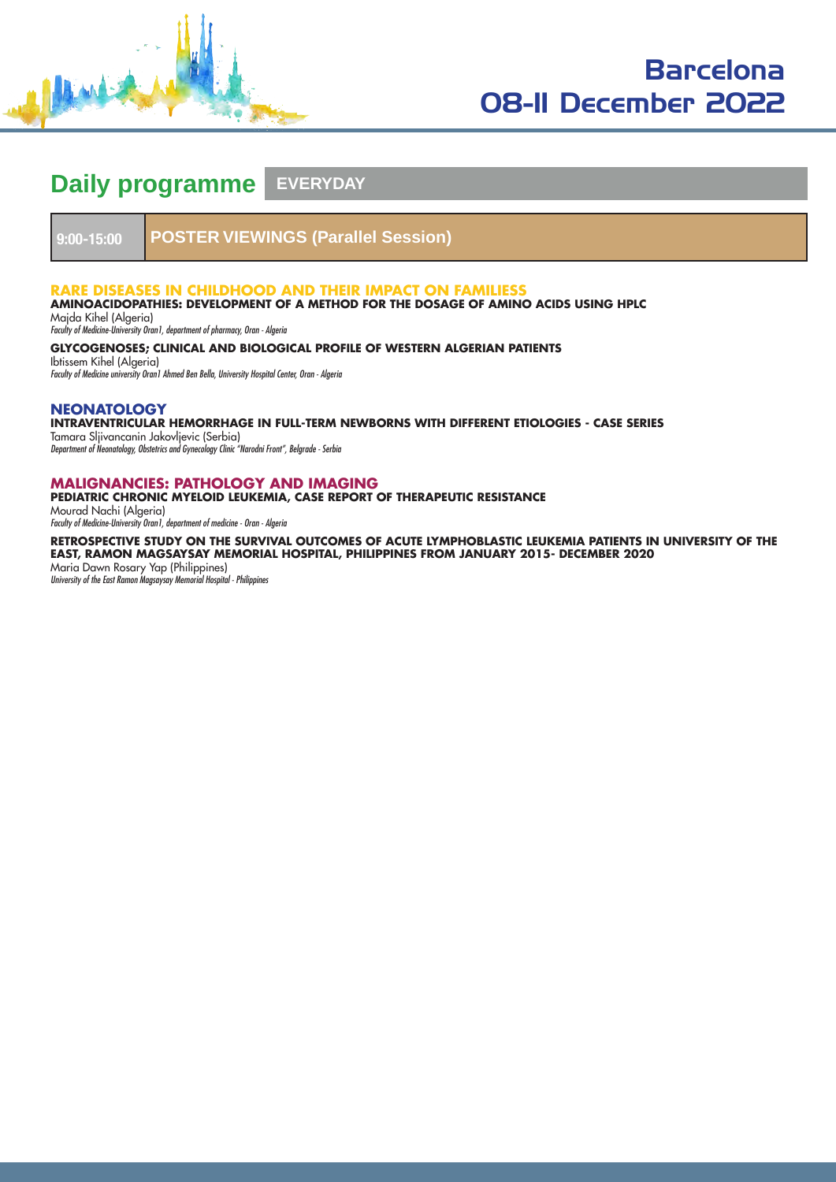Barcelona
08-11 December 2022

# Daily programme EVERYDAY

## 9:00-15:00 POSTER VIEWINGS (Parallel Session)

### RARE DISEASES IN CHILDHOOD AND THEIR IMPACT ON FAMILIESS

**AMINOACIDOPATHIES: DEVELOPMENT OF A METHOD FOR THE DOSAGE OF AMINO ACIDS USING HPLC**
Majda Kihel (Algeria)
*Faculty of Medicine-University Oran1, department of pharmacy, Oran - Algeria*

**GLYCOGENOSES; CLINICAL AND BIOLOGICAL PROFILE OF WESTERN ALGERIAN PATIENTS**
Ibtissem Kihel (Algeria)
*Faculty of Medicine university Oran1 Ahmed Ben Bella, University Hospital Center, Oran - Algeria*

### NEONATOLOGY

**INTRAVENTRICULAR HEMORRHAGE IN FULL-TERM NEWBORNS WITH DIFFERENT ETIOLOGIES - CASE SERIES**
Tamara Sljivancanin Jakovljevic (Serbia)
*Department of Neonatology, Obstetrics and Gynecology Clinic "Narodni Front", Belgrade - Serbia*

### MALIGNANCIES: PATHOLOGY AND IMAGING

**PEDIATRIC CHRONIC MYELOID LEUKEMIA, CASE REPORT OF THERAPEUTIC RESISTANCE**
Mourad Nachi (Algeria)
*Faculty of Medicine-University Oran1, department of medicine - Oran - Algeria*

**RETROSPECTIVE STUDY ON THE SURVIVAL OUTCOMES OF ACUTE LYMPHOBLASTIC LEUKEMIA PATIENTS IN UNIVERSITY OF THE EAST, RAMON MAGSAYSAY MEMORIAL HOSPITAL, PHILIPPINES FROM JANUARY 2015- DECEMBER 2020**
Maria Dawn Rosary Yap (Philippines)
*University of the East Ramon Magsaysay Memorial Hospital - Philippines*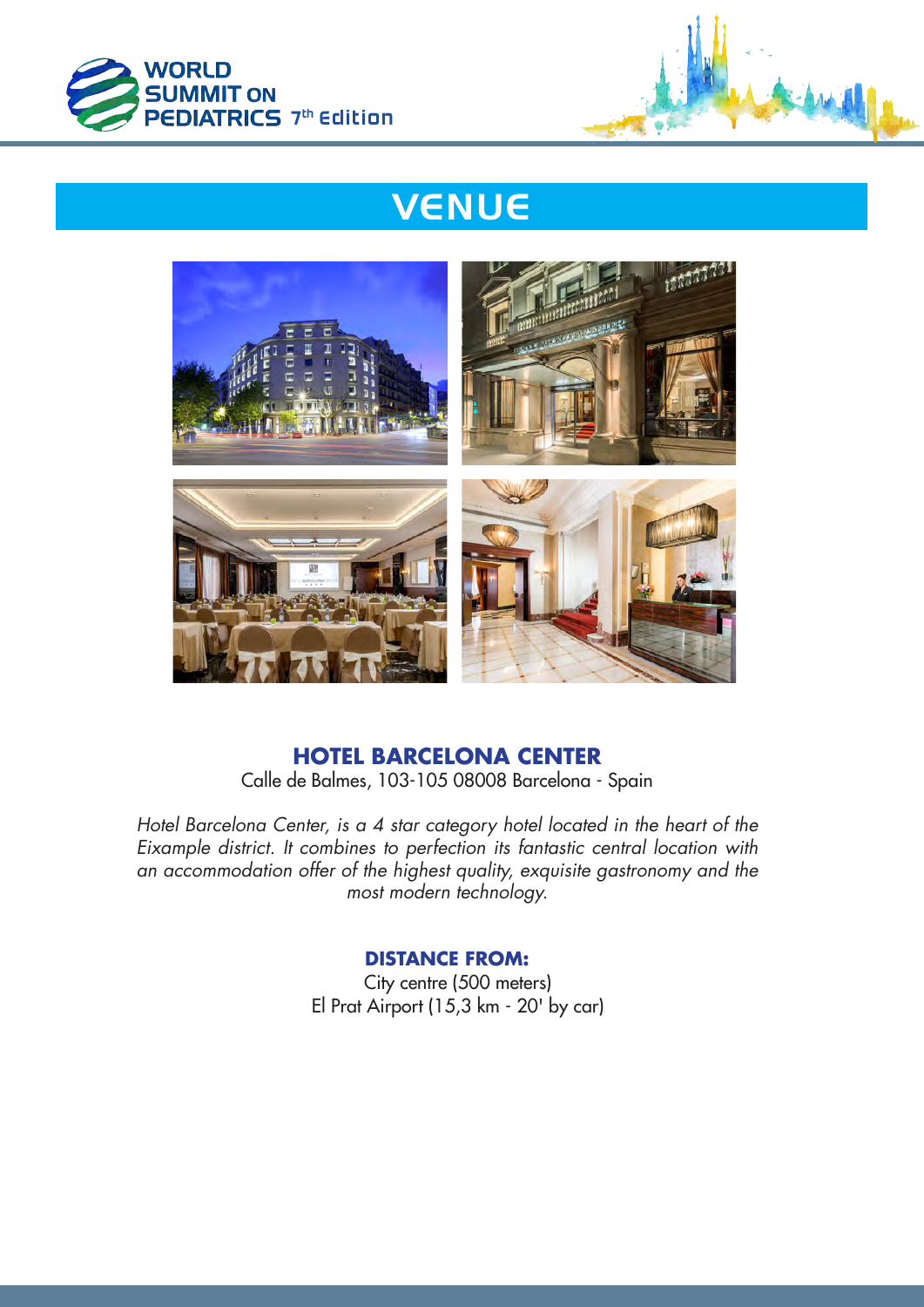# VENUE

## HOTEL BARCELONA CENTER

Calle de Balmes, 103-105 08008 Barcelona - Spain

*Hotel Barcelona Center, is a 4 star category hotel located in the heart of the Eixample district. It combines to perfection its fantastic central location with an accommodation offer of the highest quality, exquisite gastronomy and the most modern technology.*

### DISTANCE FROM:

City centre (500 meters)
El Prat Airport (15,3 km - 20' by car)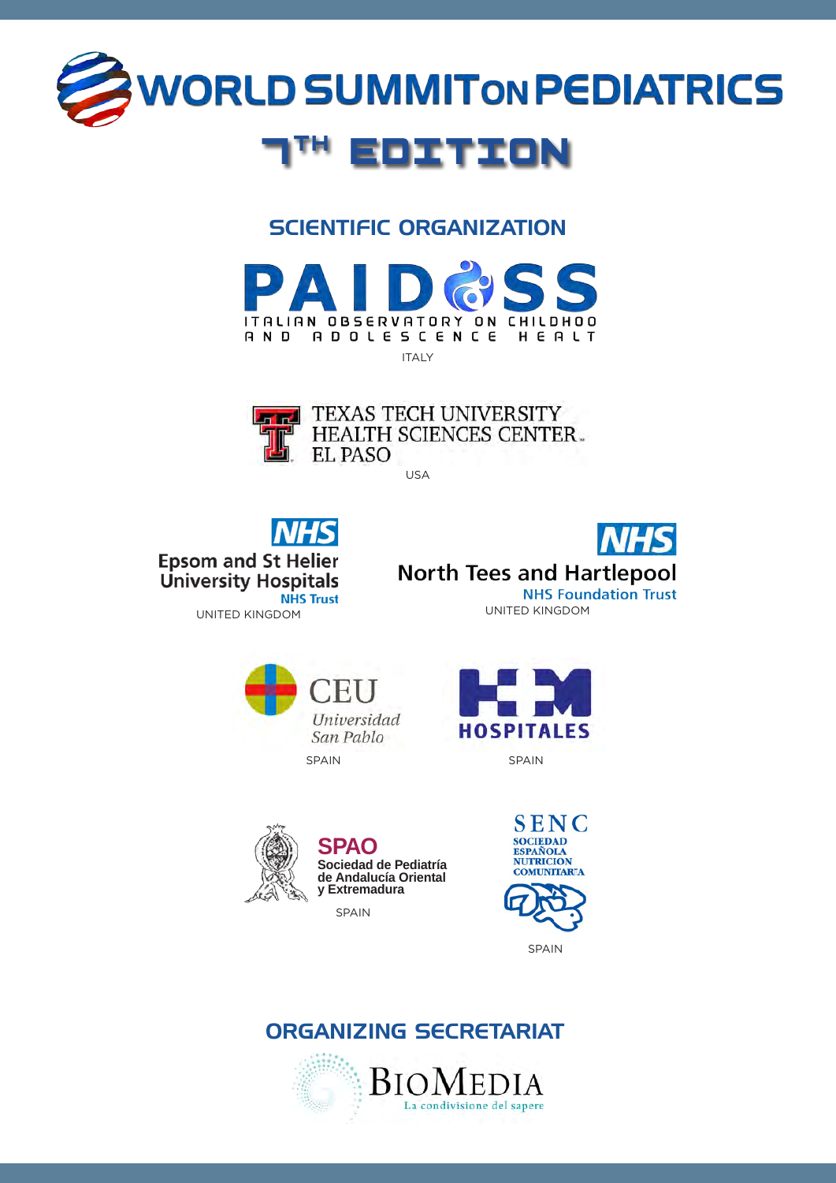# WORLD SUMMIT ON PEDIATRICS

## 7TH EDITION

### SCIENTIFIC ORGANIZATION

PAIDOSS
ITALIAN OBSERVATORY ON CHILDHOOD AND ADOLESCENCE HEALTH
ITALY

TEXAS TECH UNIVERSITY HEALTH SCIENCES CENTER. EL PASO
USA

NHS
Epsom and St Helier University Hospitals
NHS Trust
UNITED KINGDOM

NHS
North Tees and Hartlepool
NHS Foundation Trust
UNITED KINGDOM

CEU
Universidad San Pablo
SPAIN

HM HOSPITALES
SPAIN

SPAO
Sociedad de Pediatría de Andalucía Oriental y Extremadura
SPAIN

SENC
SOCIEDAD ESPAÑOLA NUTRICION COMUNITARIA
SPAIN

### ORGANIZING SECRETARIAT

BIOMEDIA
La condivisione del sapere